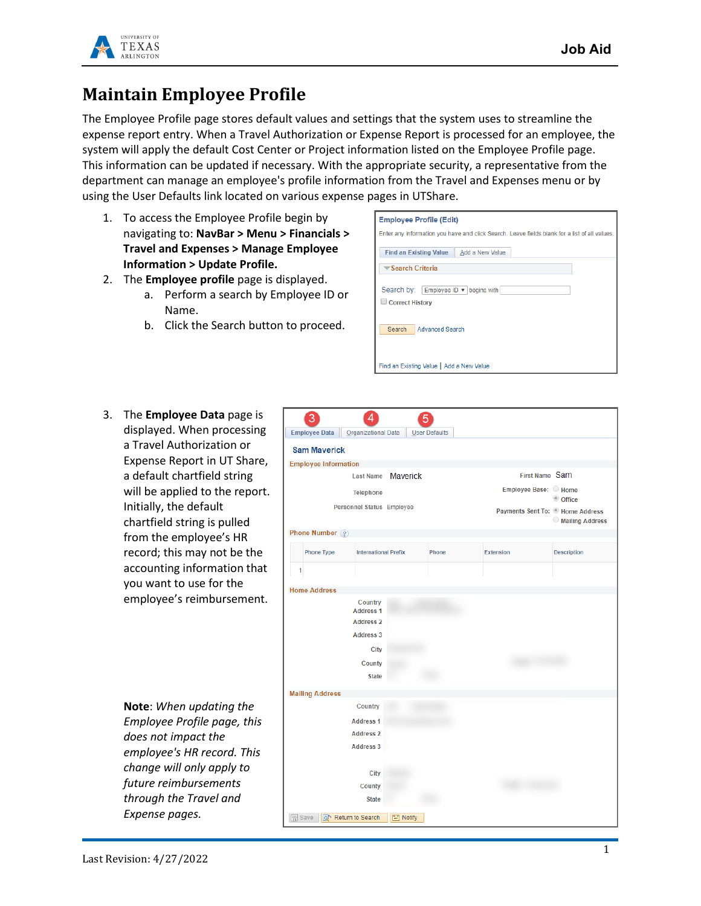# Maintain Employee Profile

The Employee Profile page stores default values and settings that the system uses to streamline the expense report entry. When a Travel Authorization or Expense Report is processed for an employee, the system will apply the default Cost Center or Project information listed on the Employee Profile page. This information can be updated if necessary. With the appropriate security, a representative from the department can manage an employee's profile information from the Travel and Expenses menu or by using the User Defaults link located on various expense pages in UTShare.

1. To access the Employee Profile begin by navigating to: **NavBar > Menu > Financials > Travel and Expenses > Manage Employee Information > Update Profile.**
2. The **Employee profile** page is displayed.
   a. Perform a search by Employee ID or Name.
   b. Click the Search button to proceed.
3. The **Employee Data** page is displayed. When processing a Travel Authorization or Expense Report in UT Share, a default chartfield string will be applied to the report. Initially, the default chartfield string is pulled from the employee's HR record; this may not be the accounting information that you want to use for the employee's reimbursement.

**Note**: *When updating the Employee Profile page, this does not impact the employee's HR record. This change will only apply to future reimbursements through the Travel and Expense pages.*

Last Revision: 4/27/2022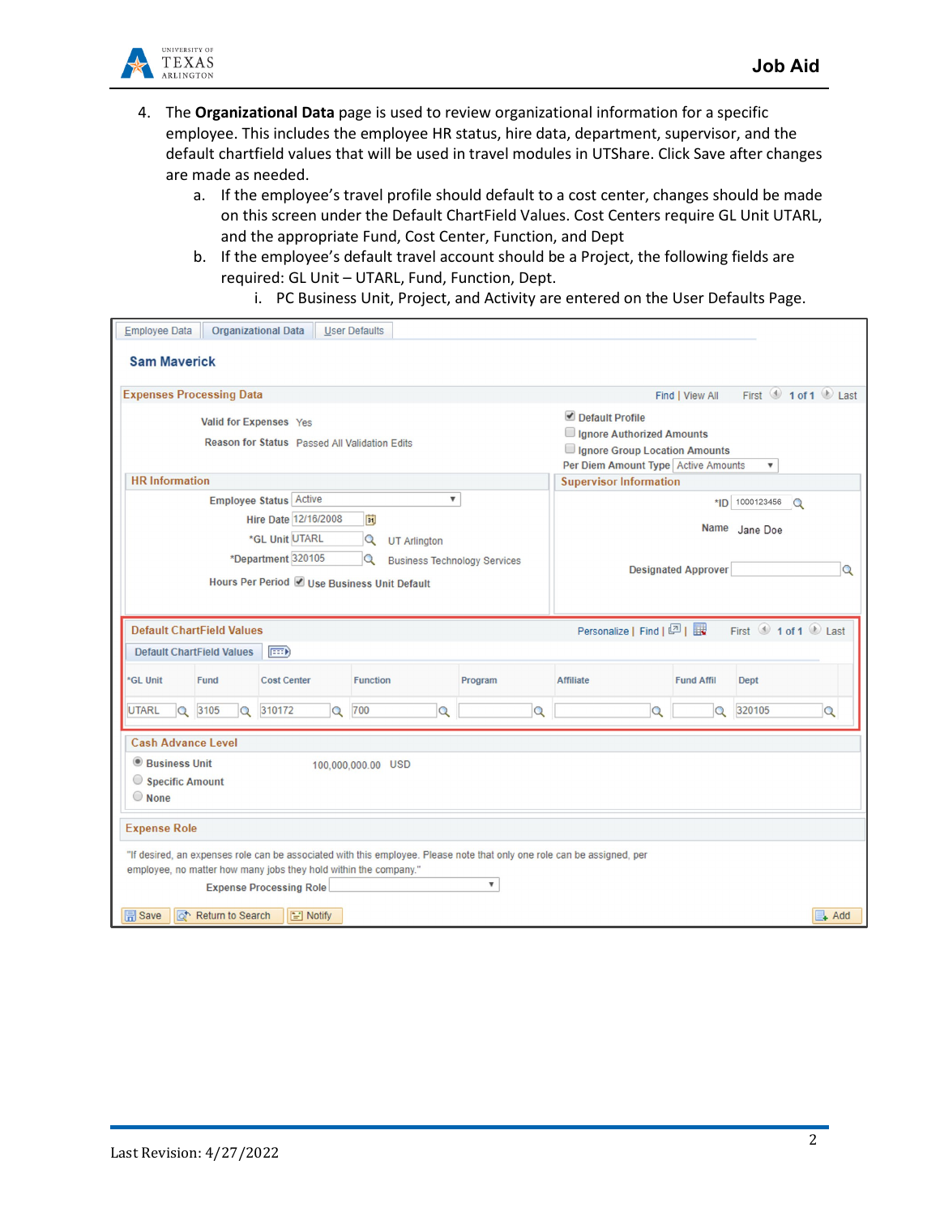4. The **Organizational Data** page is used to review organizational information for a specific employee. This includes the employee HR status, hire data, department, supervisor, and the default chartfield values that will be used in travel modules in UTShare. Click Save after changes are made as needed.
    a. If the employee's travel profile should default to a cost center, changes should be made on this screen under the Default ChartField Values. Cost Centers require GL Unit UTARL, and the appropriate Fund, Cost Center, Function, and Dept
    b. If the employee's default travel account should be a Project, the following fields are required: GL Unit – UTARL, Fund, Function, Dept.
        i. PC Business Unit, Project, and Activity are entered on the User Defaults Page.

Employee Data | Organizational Data | User Defaults

**Sam Maverick**

**Expenses Processing Data** — Find | View All — First 1 of 1 Last

Valid for Expenses: Yes
Reason for Status: Passed All Validation Edits

☑ Default Profile
☐ Ignore Authorized Amounts
☐ Ignore Group Location Amounts
Per Diem Amount Type: Active Amounts

**HR Information**

Employee Status: Active
Hire Date: 12/16/2008
*GL Unit: UTARL — UT Arlington
*Department: 320105 — Business Technology Services
Hours Per Period: ☑ Use Business Unit Default

**Supervisor Information**

*ID: 1000123456
Name: Jane Doe
Designated Approver:

**Default ChartField Values** — Personalize | Find | First 1 of 1 Last

| *GL Unit | Fund | Cost Center | Function | Program | Affiliate | Fund Affil | Dept |
|---|---|---|---|---|---|---|---|
| UTARL | 3105 | 310172 | 700 | | | | 320105 |

**Cash Advance Level**

◉ Business Unit — 100,000,000.00 USD
○ Specific Amount
○ None

**Expense Role**

"If desired, an expenses role can be associated with this employee. Please note that only one role can be assigned, per employee, no matter how many jobs they hold within the company."

Expense Processing Role:

Save | Return to Search | Notify | Add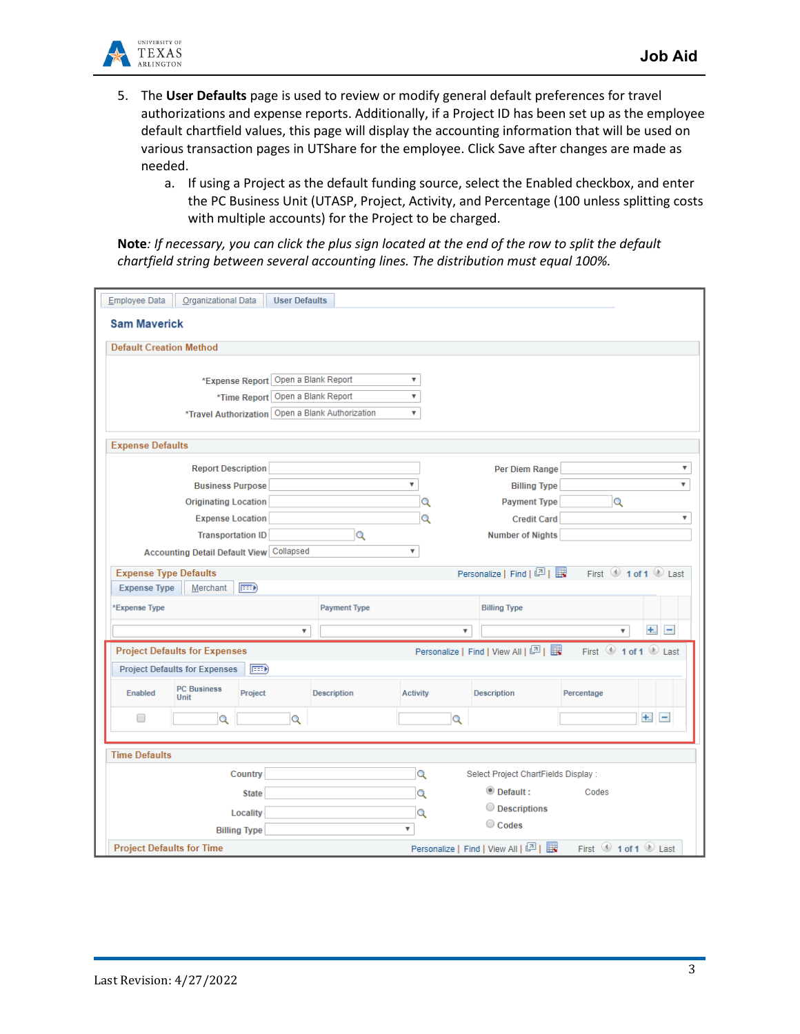5. The **User Defaults** page is used to review or modify general default preferences for travel authorizations and expense reports. Additionally, if a Project ID has been set up as the employee default chartfield values, this page will display the accounting information that will be used on various transaction pages in UTShare for the employee. Click Save after changes are made as needed.
   a. If using a Project as the default funding source, select the Enabled checkbox, and enter the PC Business Unit (UTASP, Project, Activity, and Percentage (100 unless splitting costs with multiple accounts) for the Project to be charged.

**Note**: *If necessary, you can click the plus sign located at the end of the row to split the default chartfield string between several accounting lines. The distribution must equal 100%.*

Employee Data | Organizational Data | User Defaults

**Sam Maverick**

**Default Creation Method**

*Expense Report: Open a Blank Report
*Time Report: Open a Blank Report
*Travel Authorization: Open a Blank Authorization

**Expense Defaults**

Report Description
Business Purpose
Originating Location
Expense Location
Transportation ID
Accounting Detail Default View: Collapsed

Per Diem Range
Billing Type
Payment Type
Credit Card
Number of Nights

**Expense Type Defaults** — Personalize | Find | First 1 of 1 Last

Expense Type | Merchant

| *Expense Type | Payment Type | Billing Type |
|---|---|---|
| | | |

**Project Defaults for Expenses** — Personalize | Find | View All | First 1 of 1 Last

Project Defaults for Expenses

| Enabled | PC Business Unit | Project | Description | Activity | Description | Percentage |
|---|---|---|---|---|---|---|
| | | | | | | |

**Time Defaults**

Country
State
Locality
Billing Type

Select Project ChartFields Display :
Default : Codes
Descriptions
Codes

**Project Defaults for Time** — Personalize | Find | View All | First 1 of 1 Last